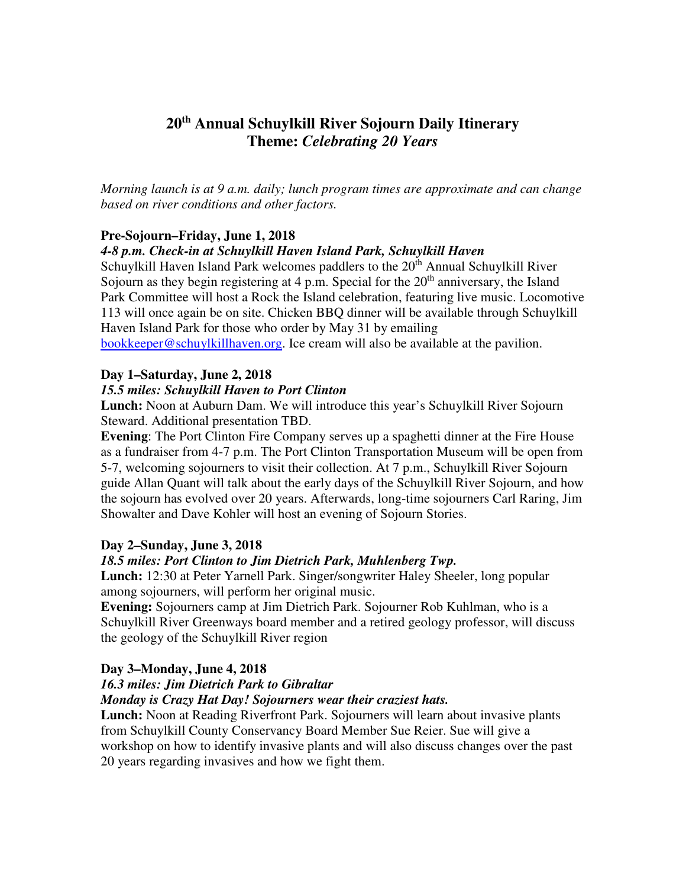# 20th Annual Schuylkill River Sojourn Daily Itinerary
# Theme: *Celebrating 20 Years*

*Morning launch is at 9 a.m. daily; lunch program times are approximate and can change based on river conditions and other factors.*

**Pre-Sojourn–Friday, June 1, 2018**

***4-8 p.m. Check-in at Schuylkill Haven Island Park, Schuylkill Haven***

Schuylkill Haven Island Park welcomes paddlers to the 20th Annual Schuylkill River Sojourn as they begin registering at 4 p.m. Special for the 20th anniversary, the Island Park Committee will host a Rock the Island celebration, featuring live music. Locomotive 113 will once again be on site. Chicken BBQ dinner will be available through Schuylkill Haven Island Park for those who order by May 31 by emailing bookkeeper@schuylkillhaven.org. Ice cream will also be available at the pavilion.

**Day 1–Saturday, June 2, 2018**

***15.5 miles: Schuylkill Haven to Port Clinton***

**Lunch:** Noon at Auburn Dam. We will introduce this year's Schuylkill River Sojourn Steward. Additional presentation TBD.

**Evening**: The Port Clinton Fire Company serves up a spaghetti dinner at the Fire House as a fundraiser from 4-7 p.m. The Port Clinton Transportation Museum will be open from 5-7, welcoming sojourners to visit their collection. At 7 p.m., Schuylkill River Sojourn guide Allan Quant will talk about the early days of the Schuylkill River Sojourn, and how the sojourn has evolved over 20 years. Afterwards, long-time sojourners Carl Raring, Jim Showalter and Dave Kohler will host an evening of Sojourn Stories.

**Day 2–Sunday, June 3, 2018**

***18.5 miles: Port Clinton to Jim Dietrich Park, Muhlenberg Twp.***

**Lunch:** 12:30 at Peter Yarnell Park. Singer/songwriter Haley Sheeler, long popular among sojourners, will perform her original music.

**Evening:** Sojourners camp at Jim Dietrich Park. Sojourner Rob Kuhlman, who is a Schuylkill River Greenways board member and a retired geology professor, will discuss the geology of the Schuylkill River region

**Day 3–Monday, June 4, 2018**

***16.3 miles: Jim Dietrich Park to Gibraltar***

***Monday is Crazy Hat Day! Sojourners wear their craziest hats.***

**Lunch:** Noon at Reading Riverfront Park. Sojourners will learn about invasive plants from Schuylkill County Conservancy Board Member Sue Reier. Sue will give a workshop on how to identify invasive plants and will also discuss changes over the past 20 years regarding invasives and how we fight them.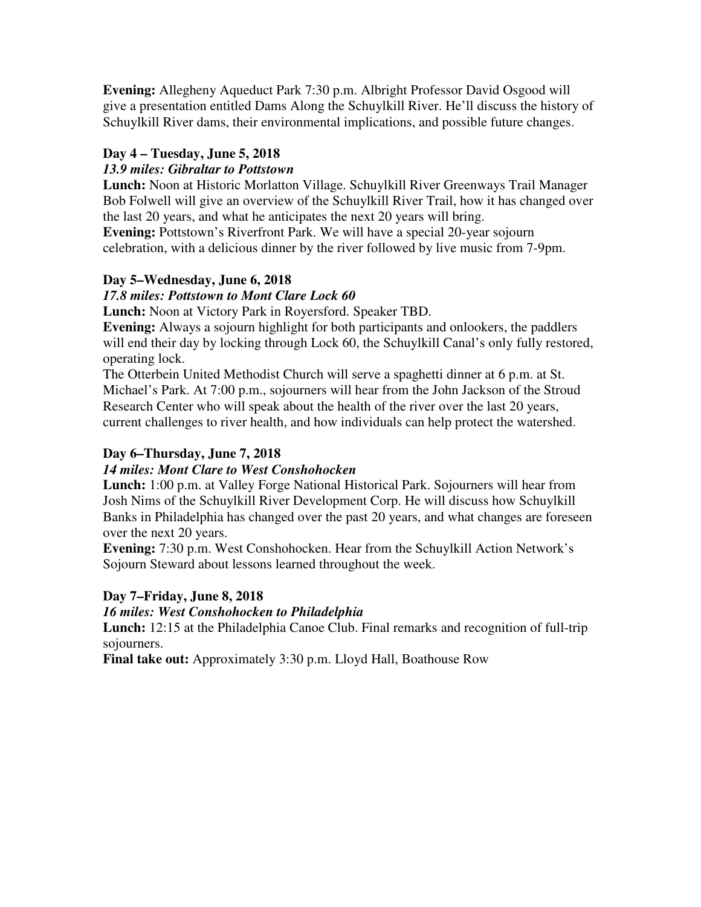**Evening:** Allegheny Aqueduct Park 7:30 p.m. Albright Professor David Osgood will give a presentation entitled Dams Along the Schuylkill River. He'll discuss the history of Schuylkill River dams, their environmental implications, and possible future changes.

### Day 4 – Tuesday, June 5, 2018

***13.9 miles: Gibraltar to Pottstown***

**Lunch:** Noon at Historic Morlatton Village. Schuylkill River Greenways Trail Manager Bob Folwell will give an overview of the Schuylkill River Trail, how it has changed over the last 20 years, and what he anticipates the next 20 years will bring.

**Evening:** Pottstown's Riverfront Park. We will have a special 20-year sojourn celebration, with a delicious dinner by the river followed by live music from 7-9pm.

### Day 5–Wednesday, June 6, 2018

***17.8 miles: Pottstown to Mont Clare Lock 60***

**Lunch:** Noon at Victory Park in Royersford. Speaker TBD.

**Evening:** Always a sojourn highlight for both participants and onlookers, the paddlers will end their day by locking through Lock 60, the Schuylkill Canal's only fully restored, operating lock.

The Otterbein United Methodist Church will serve a spaghetti dinner at 6 p.m. at St. Michael's Park. At 7:00 p.m., sojourners will hear from the John Jackson of the Stroud Research Center who will speak about the health of the river over the last 20 years, current challenges to river health, and how individuals can help protect the watershed.

### Day 6–Thursday, June 7, 2018

***14 miles: Mont Clare to West Conshohocken***

**Lunch:** 1:00 p.m. at Valley Forge National Historical Park. Sojourners will hear from Josh Nims of the Schuylkill River Development Corp. He will discuss how Schuylkill Banks in Philadelphia has changed over the past 20 years, and what changes are foreseen over the next 20 years.

**Evening:** 7:30 p.m. West Conshohocken. Hear from the Schuylkill Action Network's Sojourn Steward about lessons learned throughout the week.

### Day 7–Friday, June 8, 2018

***16 miles: West Conshohocken to Philadelphia***

**Lunch:** 12:15 at the Philadelphia Canoe Club. Final remarks and recognition of full-trip sojourners.

**Final take out:** Approximately 3:30 p.m. Lloyd Hall, Boathouse Row